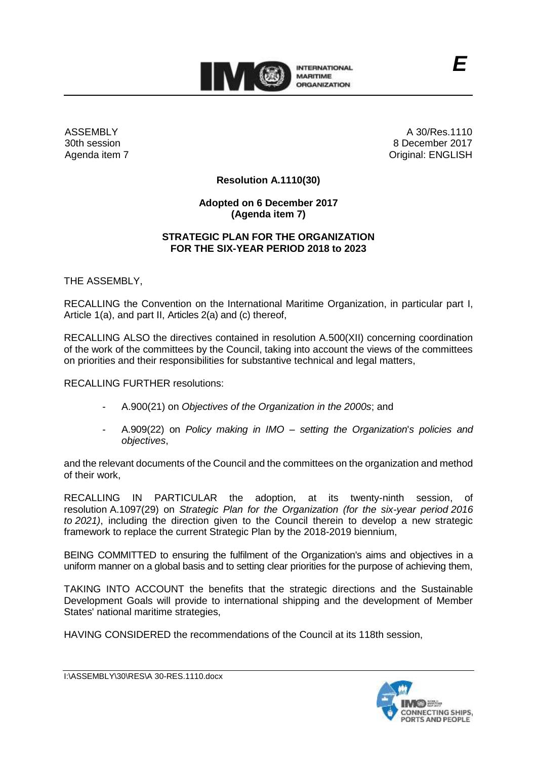ASSEMBLY
30th session
Agenda item 7

A 30/Res.1110
8 December 2017
Original: ENGLISH

**Resolution A.1110(30)**

**Adopted on 6 December 2017**
**(Agenda item 7)**

**STRATEGIC PLAN FOR THE ORGANIZATION**
**FOR THE SIX-YEAR PERIOD 2018 to 2023**

THE ASSEMBLY,

RECALLING the Convention on the International Maritime Organization, in particular part I, Article 1(a), and part II, Articles 2(a) and (c) thereof,

RECALLING ALSO the directives contained in resolution A.500(XII) concerning coordination of the work of the committees by the Council, taking into account the views of the committees on priorities and their responsibilities for substantive technical and legal matters,

RECALLING FURTHER resolutions:

- A.900(21) on *Objectives of the Organization in the 2000s*; and
- A.909(22) on *Policy making in IMO – setting the Organization's policies and objectives*,

and the relevant documents of the Council and the committees on the organization and method of their work,

RECALLING IN PARTICULAR the adoption, at its twenty-ninth session, of resolution A.1097(29) on *Strategic Plan for the Organization (for the six-year period 2016 to 2021)*, including the direction given to the Council therein to develop a new strategic framework to replace the current Strategic Plan by the 2018-2019 biennium,

BEING COMMITTED to ensuring the fulfilment of the Organization's aims and objectives in a uniform manner on a global basis and to setting clear priorities for the purpose of achieving them,

TAKING INTO ACCOUNT the benefits that the strategic directions and the Sustainable Development Goals will provide to international shipping and the development of Member States' national maritime strategies,

HAVING CONSIDERED the recommendations of the Council at its 118th session,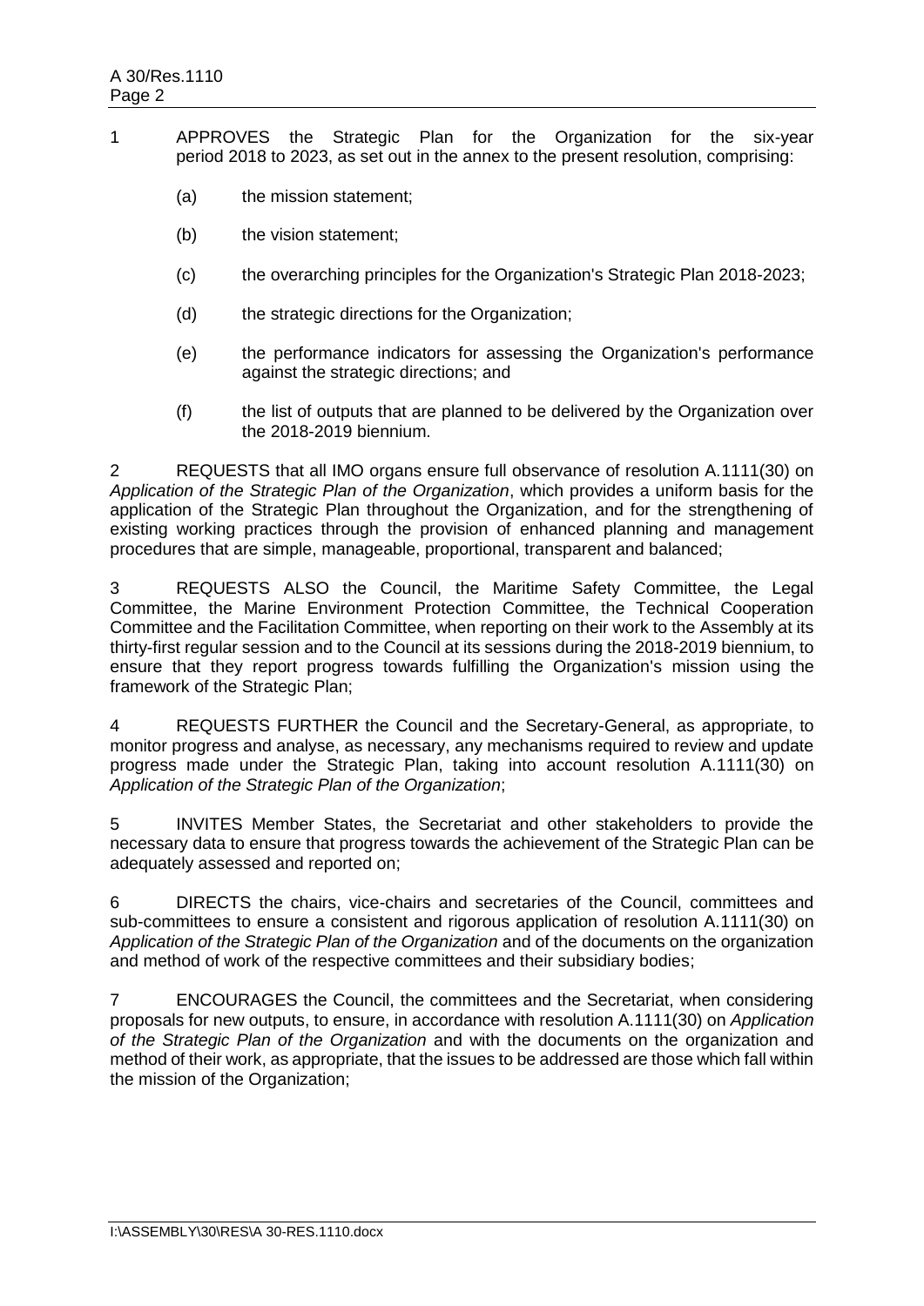1 APPROVES the Strategic Plan for the Organization for the six-year period 2018 to 2023, as set out in the annex to the present resolution, comprising:

(a) the mission statement;

(b) the vision statement;

(c) the overarching principles for the Organization's Strategic Plan 2018-2023;

(d) the strategic directions for the Organization;

(e) the performance indicators for assessing the Organization's performance against the strategic directions; and

(f) the list of outputs that are planned to be delivered by the Organization over the 2018-2019 biennium.

2 REQUESTS that all IMO organs ensure full observance of resolution A.1111(30) on *Application of the Strategic Plan of the Organization*, which provides a uniform basis for the application of the Strategic Plan throughout the Organization, and for the strengthening of existing working practices through the provision of enhanced planning and management procedures that are simple, manageable, proportional, transparent and balanced;

3 REQUESTS ALSO the Council, the Maritime Safety Committee, the Legal Committee, the Marine Environment Protection Committee, the Technical Cooperation Committee and the Facilitation Committee, when reporting on their work to the Assembly at its thirty-first regular session and to the Council at its sessions during the 2018-2019 biennium, to ensure that they report progress towards fulfilling the Organization's mission using the framework of the Strategic Plan;

4 REQUESTS FURTHER the Council and the Secretary-General, as appropriate, to monitor progress and analyse, as necessary, any mechanisms required to review and update progress made under the Strategic Plan, taking into account resolution A.1111(30) on *Application of the Strategic Plan of the Organization*;

5 INVITES Member States, the Secretariat and other stakeholders to provide the necessary data to ensure that progress towards the achievement of the Strategic Plan can be adequately assessed and reported on;

6 DIRECTS the chairs, vice-chairs and secretaries of the Council, committees and sub-committees to ensure a consistent and rigorous application of resolution A.1111(30) on *Application of the Strategic Plan of the Organization* and of the documents on the organization and method of work of the respective committees and their subsidiary bodies;

7 ENCOURAGES the Council, the committees and the Secretariat, when considering proposals for new outputs, to ensure, in accordance with resolution A.1111(30) on *Application of the Strategic Plan of the Organization* and with the documents on the organization and method of their work, as appropriate, that the issues to be addressed are those which fall within the mission of the Organization;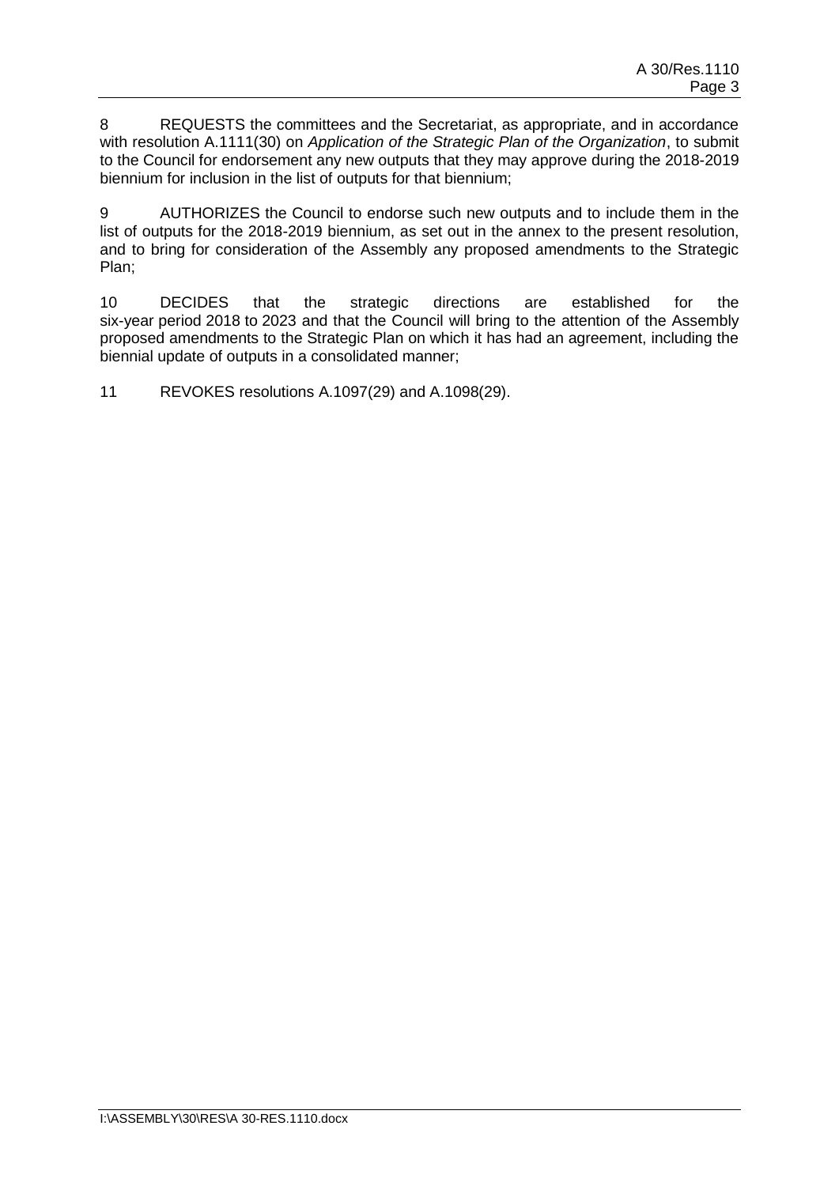8 REQUESTS the committees and the Secretariat, as appropriate, and in accordance with resolution A.1111(30) on *Application of the Strategic Plan of the Organization*, to submit to the Council for endorsement any new outputs that they may approve during the 2018-2019 biennium for inclusion in the list of outputs for that biennium;

9 AUTHORIZES the Council to endorse such new outputs and to include them in the list of outputs for the 2018-2019 biennium, as set out in the annex to the present resolution, and to bring for consideration of the Assembly any proposed amendments to the Strategic Plan;

10 DECIDES that the strategic directions are established for the six-year period 2018 to 2023 and that the Council will bring to the attention of the Assembly proposed amendments to the Strategic Plan on which it has had an agreement, including the biennial update of outputs in a consolidated manner;

11 REVOKES resolutions A.1097(29) and A.1098(29).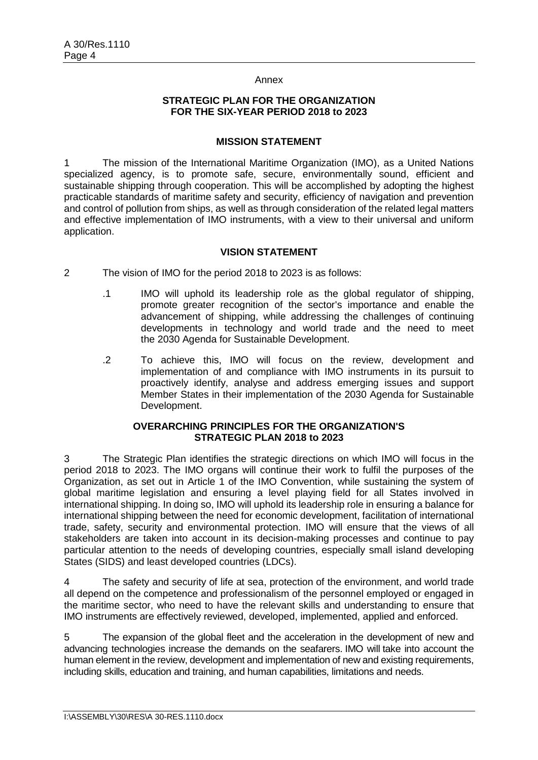Annex

## STRATEGIC PLAN FOR THE ORGANIZATION FOR THE SIX-YEAR PERIOD 2018 to 2023

### MISSION STATEMENT

1 The mission of the International Maritime Organization (IMO), as a United Nations specialized agency, is to promote safe, secure, environmentally sound, efficient and sustainable shipping through cooperation. This will be accomplished by adopting the highest practicable standards of maritime safety and security, efficiency of navigation and prevention and control of pollution from ships, as well as through consideration of the related legal matters and effective implementation of IMO instruments, with a view to their universal and uniform application.

### VISION STATEMENT

2 The vision of IMO for the period 2018 to 2023 is as follows:

.1 IMO will uphold its leadership role as the global regulator of shipping, promote greater recognition of the sector's importance and enable the advancement of shipping, while addressing the challenges of continuing developments in technology and world trade and the need to meet the 2030 Agenda for Sustainable Development.

.2 To achieve this, IMO will focus on the review, development and implementation of and compliance with IMO instruments in its pursuit to proactively identify, analyse and address emerging issues and support Member States in their implementation of the 2030 Agenda for Sustainable Development.

### OVERARCHING PRINCIPLES FOR THE ORGANIZATION'S STRATEGIC PLAN 2018 to 2023

3 The Strategic Plan identifies the strategic directions on which IMO will focus in the period 2018 to 2023. The IMO organs will continue their work to fulfil the purposes of the Organization, as set out in Article 1 of the IMO Convention, while sustaining the system of global maritime legislation and ensuring a level playing field for all States involved in international shipping. In doing so, IMO will uphold its leadership role in ensuring a balance for international shipping between the need for economic development, facilitation of international trade, safety, security and environmental protection. IMO will ensure that the views of all stakeholders are taken into account in its decision-making processes and continue to pay particular attention to the needs of developing countries, especially small island developing States (SIDS) and least developed countries (LDCs).

4 The safety and security of life at sea, protection of the environment, and world trade all depend on the competence and professionalism of the personnel employed or engaged in the maritime sector, who need to have the relevant skills and understanding to ensure that IMO instruments are effectively reviewed, developed, implemented, applied and enforced.

5 The expansion of the global fleet and the acceleration in the development of new and advancing technologies increase the demands on the seafarers. IMO will take into account the human element in the review, development and implementation of new and existing requirements, including skills, education and training, and human capabilities, limitations and needs.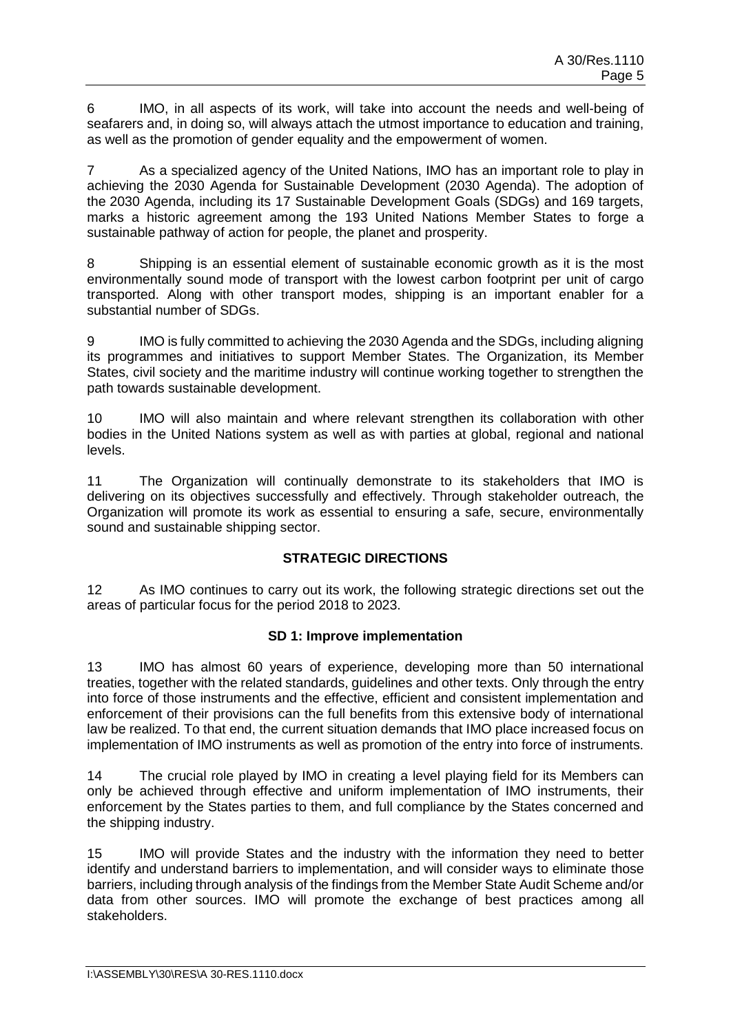6 IMO, in all aspects of its work, will take into account the needs and well-being of seafarers and, in doing so, will always attach the utmost importance to education and training, as well as the promotion of gender equality and the empowerment of women.

7 As a specialized agency of the United Nations, IMO has an important role to play in achieving the 2030 Agenda for Sustainable Development (2030 Agenda). The adoption of the 2030 Agenda, including its 17 Sustainable Development Goals (SDGs) and 169 targets, marks a historic agreement among the 193 United Nations Member States to forge a sustainable pathway of action for people, the planet and prosperity.

8 Shipping is an essential element of sustainable economic growth as it is the most environmentally sound mode of transport with the lowest carbon footprint per unit of cargo transported. Along with other transport modes, shipping is an important enabler for a substantial number of SDGs.

9 IMO is fully committed to achieving the 2030 Agenda and the SDGs, including aligning its programmes and initiatives to support Member States. The Organization, its Member States, civil society and the maritime industry will continue working together to strengthen the path towards sustainable development.

10 IMO will also maintain and where relevant strengthen its collaboration with other bodies in the United Nations system as well as with parties at global, regional and national levels.

11 The Organization will continually demonstrate to its stakeholders that IMO is delivering on its objectives successfully and effectively. Through stakeholder outreach, the Organization will promote its work as essential to ensuring a safe, secure, environmentally sound and sustainable shipping sector.

## STRATEGIC DIRECTIONS

12 As IMO continues to carry out its work, the following strategic directions set out the areas of particular focus for the period 2018 to 2023.

### SD 1: Improve implementation

13 IMO has almost 60 years of experience, developing more than 50 international treaties, together with the related standards, guidelines and other texts. Only through the entry into force of those instruments and the effective, efficient and consistent implementation and enforcement of their provisions can the full benefits from this extensive body of international law be realized. To that end, the current situation demands that IMO place increased focus on implementation of IMO instruments as well as promotion of the entry into force of instruments.

14 The crucial role played by IMO in creating a level playing field for its Members can only be achieved through effective and uniform implementation of IMO instruments, their enforcement by the States parties to them, and full compliance by the States concerned and the shipping industry.

15 IMO will provide States and the industry with the information they need to better identify and understand barriers to implementation, and will consider ways to eliminate those barriers, including through analysis of the findings from the Member State Audit Scheme and/or data from other sources. IMO will promote the exchange of best practices among all stakeholders.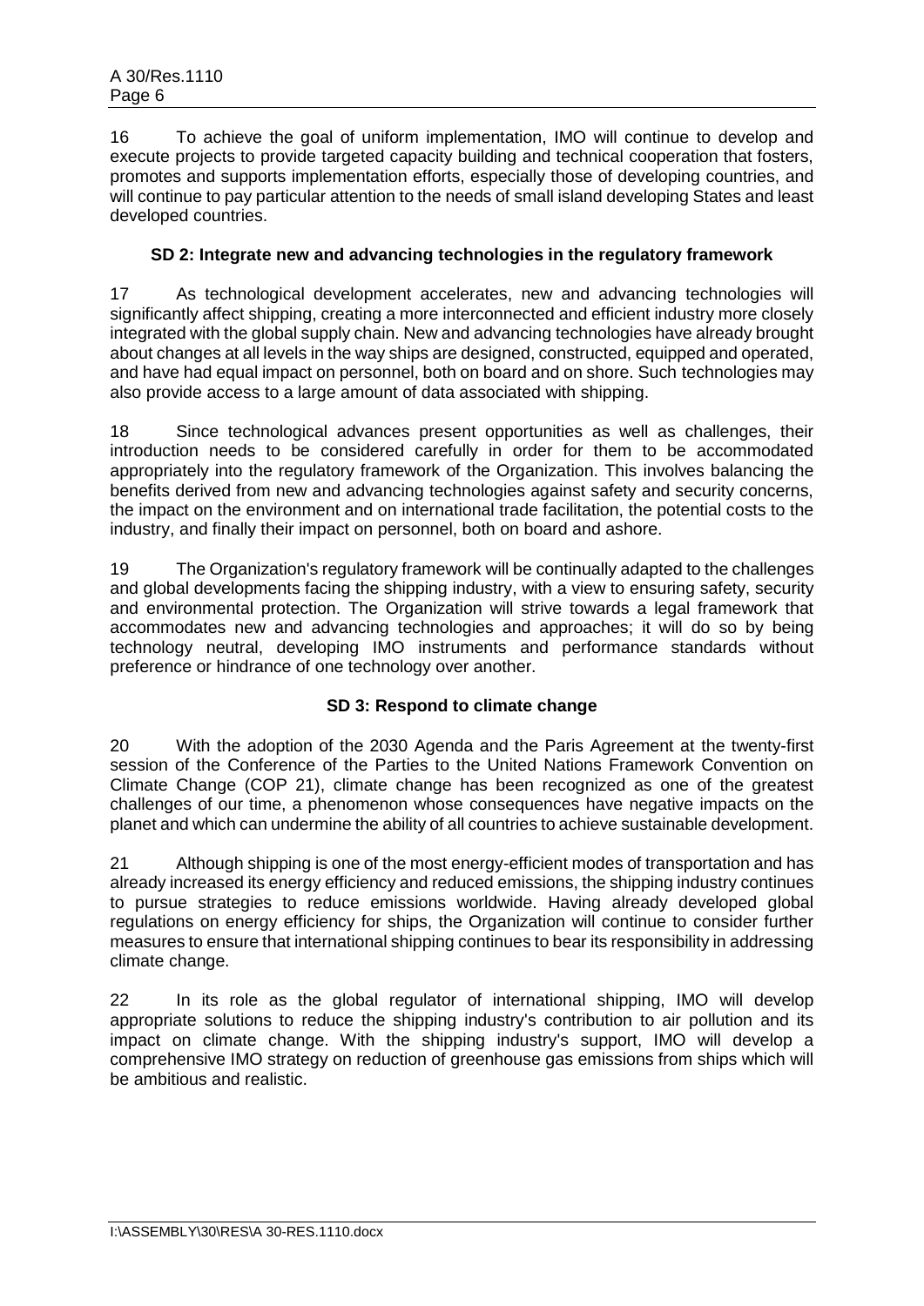16 To achieve the goal of uniform implementation, IMO will continue to develop and execute projects to provide targeted capacity building and technical cooperation that fosters, promotes and supports implementation efforts, especially those of developing countries, and will continue to pay particular attention to the needs of small island developing States and least developed countries.

### SD 2: Integrate new and advancing technologies in the regulatory framework

17 As technological development accelerates, new and advancing technologies will significantly affect shipping, creating a more interconnected and efficient industry more closely integrated with the global supply chain. New and advancing technologies have already brought about changes at all levels in the way ships are designed, constructed, equipped and operated, and have had equal impact on personnel, both on board and on shore. Such technologies may also provide access to a large amount of data associated with shipping.

18 Since technological advances present opportunities as well as challenges, their introduction needs to be considered carefully in order for them to be accommodated appropriately into the regulatory framework of the Organization. This involves balancing the benefits derived from new and advancing technologies against safety and security concerns, the impact on the environment and on international trade facilitation, the potential costs to the industry, and finally their impact on personnel, both on board and ashore.

19 The Organization's regulatory framework will be continually adapted to the challenges and global developments facing the shipping industry, with a view to ensuring safety, security and environmental protection. The Organization will strive towards a legal framework that accommodates new and advancing technologies and approaches; it will do so by being technology neutral, developing IMO instruments and performance standards without preference or hindrance of one technology over another.

### SD 3: Respond to climate change

20 With the adoption of the 2030 Agenda and the Paris Agreement at the twenty-first session of the Conference of the Parties to the United Nations Framework Convention on Climate Change (COP 21), climate change has been recognized as one of the greatest challenges of our time, a phenomenon whose consequences have negative impacts on the planet and which can undermine the ability of all countries to achieve sustainable development.

21 Although shipping is one of the most energy-efficient modes of transportation and has already increased its energy efficiency and reduced emissions, the shipping industry continues to pursue strategies to reduce emissions worldwide. Having already developed global regulations on energy efficiency for ships, the Organization will continue to consider further measures to ensure that international shipping continues to bear its responsibility in addressing climate change.

22 In its role as the global regulator of international shipping, IMO will develop appropriate solutions to reduce the shipping industry's contribution to air pollution and its impact on climate change. With the shipping industry's support, IMO will develop a comprehensive IMO strategy on reduction of greenhouse gas emissions from ships which will be ambitious and realistic.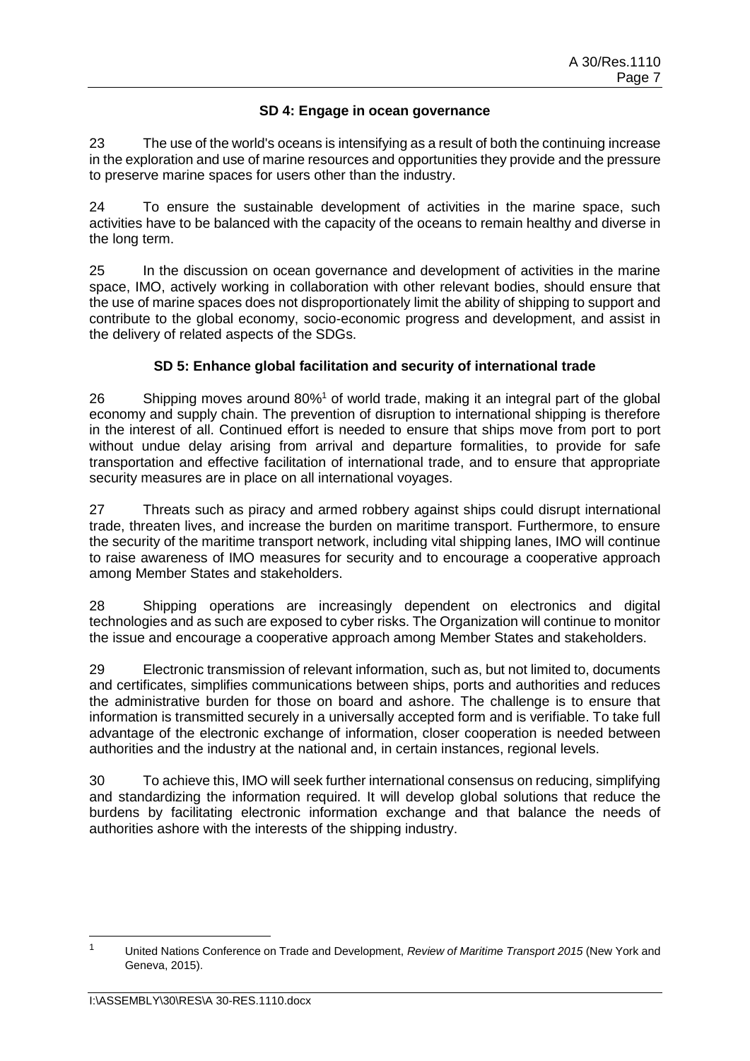### SD 4: Engage in ocean governance

23 The use of the world's oceans is intensifying as a result of both the continuing increase in the exploration and use of marine resources and opportunities they provide and the pressure to preserve marine spaces for users other than the industry.

24 To ensure the sustainable development of activities in the marine space, such activities have to be balanced with the capacity of the oceans to remain healthy and diverse in the long term.

25 In the discussion on ocean governance and development of activities in the marine space, IMO, actively working in collaboration with other relevant bodies, should ensure that the use of marine spaces does not disproportionately limit the ability of shipping to support and contribute to the global economy, socio-economic progress and development, and assist in the delivery of related aspects of the SDGs.

### SD 5: Enhance global facilitation and security of international trade

26 Shipping moves around 80%[1] of world trade, making it an integral part of the global economy and supply chain. The prevention of disruption to international shipping is therefore in the interest of all. Continued effort is needed to ensure that ships move from port to port without undue delay arising from arrival and departure formalities, to provide for safe transportation and effective facilitation of international trade, and to ensure that appropriate security measures are in place on all international voyages.

27 Threats such as piracy and armed robbery against ships could disrupt international trade, threaten lives, and increase the burden on maritime transport. Furthermore, to ensure the security of the maritime transport network, including vital shipping lanes, IMO will continue to raise awareness of IMO measures for security and to encourage a cooperative approach among Member States and stakeholders.

28 Shipping operations are increasingly dependent on electronics and digital technologies and as such are exposed to cyber risks. The Organization will continue to monitor the issue and encourage a cooperative approach among Member States and stakeholders.

29 Electronic transmission of relevant information, such as, but not limited to, documents and certificates, simplifies communications between ships, ports and authorities and reduces the administrative burden for those on board and ashore. The challenge is to ensure that information is transmitted securely in a universally accepted form and is verifiable. To take full advantage of the electronic exchange of information, closer cooperation is needed between authorities and the industry at the national and, in certain instances, regional levels.

30 To achieve this, IMO will seek further international consensus on reducing, simplifying and standardizing the information required. It will develop global solutions that reduce the burdens by facilitating electronic information exchange and that balance the needs of authorities ashore with the interests of the shipping industry.

---

[1] United Nations Conference on Trade and Development, *Review of Maritime Transport 2015* (New York and Geneva, 2015).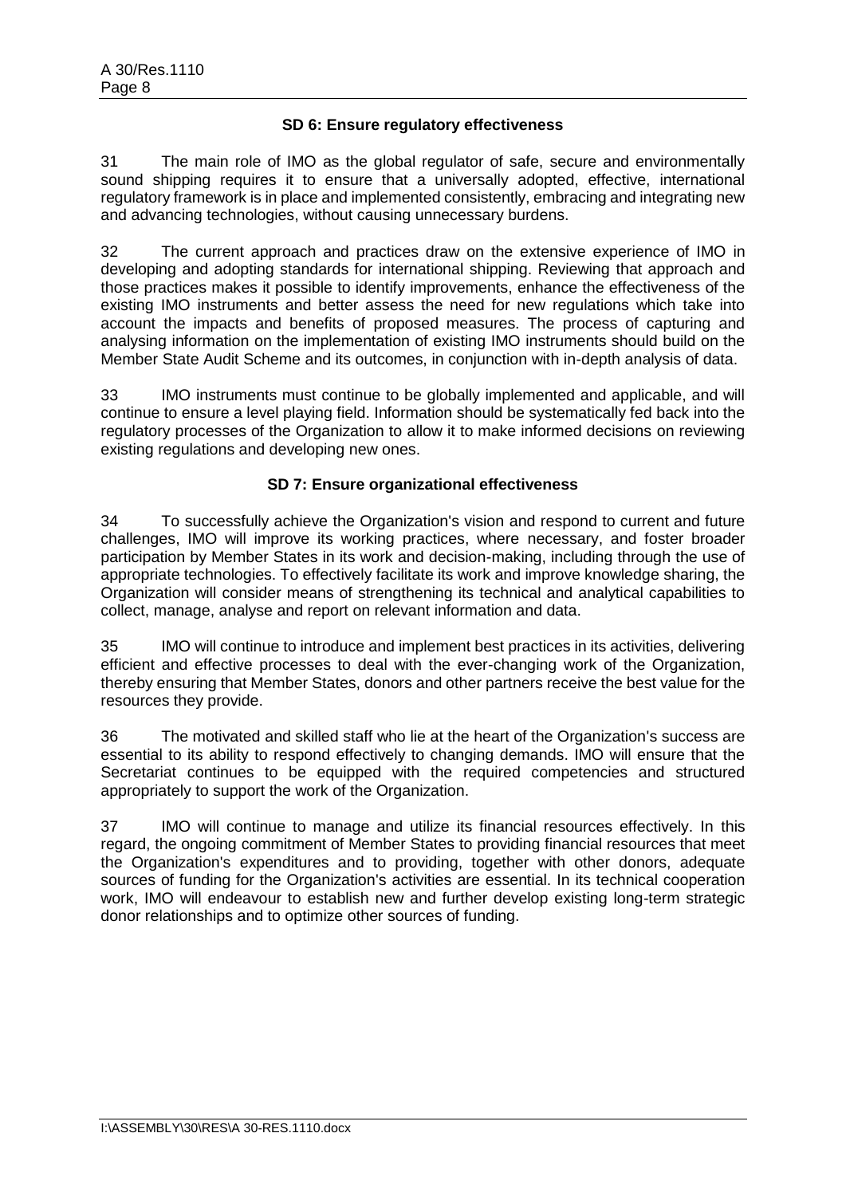### SD 6: Ensure regulatory effectiveness

31 The main role of IMO as the global regulator of safe, secure and environmentally sound shipping requires it to ensure that a universally adopted, effective, international regulatory framework is in place and implemented consistently, embracing and integrating new and advancing technologies, without causing unnecessary burdens.

32 The current approach and practices draw on the extensive experience of IMO in developing and adopting standards for international shipping. Reviewing that approach and those practices makes it possible to identify improvements, enhance the effectiveness of the existing IMO instruments and better assess the need for new regulations which take into account the impacts and benefits of proposed measures. The process of capturing and analysing information on the implementation of existing IMO instruments should build on the Member State Audit Scheme and its outcomes, in conjunction with in-depth analysis of data.

33 IMO instruments must continue to be globally implemented and applicable, and will continue to ensure a level playing field. Information should be systematically fed back into the regulatory processes of the Organization to allow it to make informed decisions on reviewing existing regulations and developing new ones.

### SD 7: Ensure organizational effectiveness

34 To successfully achieve the Organization's vision and respond to current and future challenges, IMO will improve its working practices, where necessary, and foster broader participation by Member States in its work and decision-making, including through the use of appropriate technologies. To effectively facilitate its work and improve knowledge sharing, the Organization will consider means of strengthening its technical and analytical capabilities to collect, manage, analyse and report on relevant information and data.

35 IMO will continue to introduce and implement best practices in its activities, delivering efficient and effective processes to deal with the ever-changing work of the Organization, thereby ensuring that Member States, donors and other partners receive the best value for the resources they provide.

36 The motivated and skilled staff who lie at the heart of the Organization's success are essential to its ability to respond effectively to changing demands. IMO will ensure that the Secretariat continues to be equipped with the required competencies and structured appropriately to support the work of the Organization.

37 IMO will continue to manage and utilize its financial resources effectively. In this regard, the ongoing commitment of Member States to providing financial resources that meet the Organization's expenditures and to providing, together with other donors, adequate sources of funding for the Organization's activities are essential. In its technical cooperation work, IMO will endeavour to establish new and further develop existing long-term strategic donor relationships and to optimize other sources of funding.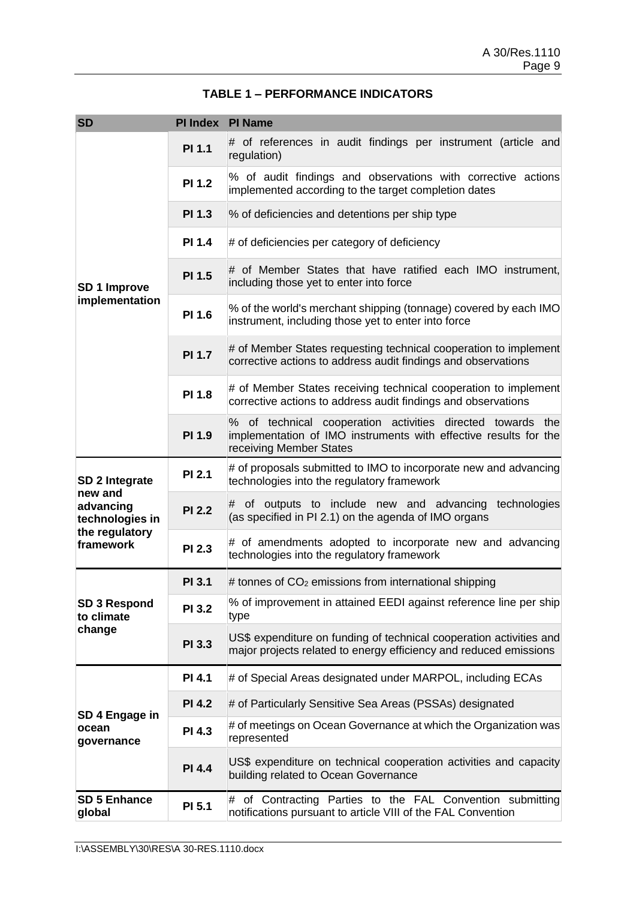**TABLE 1 – PERFORMANCE INDICATORS**

| SD | PI Index | PI Name |
|---|---|---|
| **SD 1 Improve implementation** | **PI 1.1** | # of references in audit findings per instrument (article and regulation) |
| | **PI 1.2** | % of audit findings and observations with corrective actions implemented according to the target completion dates |
| | **PI 1.3** | % of deficiencies and detentions per ship type |
| | **PI 1.4** | # of deficiencies per category of deficiency |
| | **PI 1.5** | # of Member States that have ratified each IMO instrument, including those yet to enter into force |
| | **PI 1.6** | % of the world's merchant shipping (tonnage) covered by each IMO instrument, including those yet to enter into force |
| | **PI 1.7** | # of Member States requesting technical cooperation to implement corrective actions to address audit findings and observations |
| | **PI 1.8** | # of Member States receiving technical cooperation to implement corrective actions to address audit findings and observations |
| | **PI 1.9** | % of technical cooperation activities directed towards the implementation of IMO instruments with effective results for the receiving Member States |
| **SD 2 Integrate new and advancing technologies in the regulatory framework** | **PI 2.1** | # of proposals submitted to IMO to incorporate new and advancing technologies into the regulatory framework |
| | **PI 2.2** | # of outputs to include new and advancing technologies (as specified in PI 2.1) on the agenda of IMO organs |
| | **PI 2.3** | # of amendments adopted to incorporate new and advancing technologies into the regulatory framework |
| **SD 3 Respond to climate change** | **PI 3.1** | # tonnes of $CO_2$ emissions from international shipping |
| | **PI 3.2** | % of improvement in attained EEDI against reference line per ship type |
| | **PI 3.3** | US$ expenditure on funding of technical cooperation activities and major projects related to energy efficiency and reduced emissions |
| **SD 4 Engage in ocean governance** | **PI 4.1** | # of Special Areas designated under MARPOL, including ECAs |
| | **PI 4.2** | # of Particularly Sensitive Sea Areas (PSSAs) designated |
| | **PI 4.3** | # of meetings on Ocean Governance at which the Organization was represented |
| | **PI 4.4** | US$ expenditure on technical cooperation activities and capacity building related to Ocean Governance |
| **SD 5 Enhance global** | **PI 5.1** | # of Contracting Parties to the FAL Convention submitting notifications pursuant to article VIII of the FAL Convention |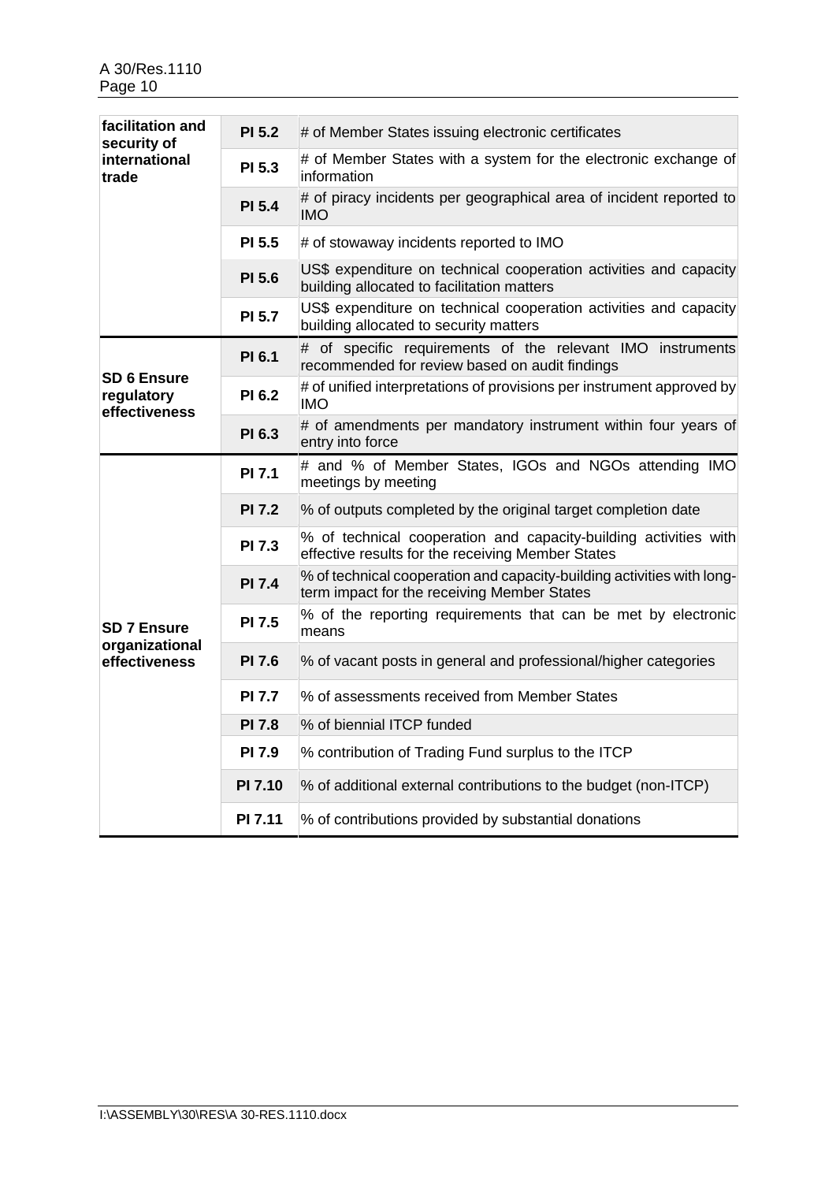| | | |
|---|---|---|
| facilitation and security of international trade | PI 5.2 | # of Member States issuing electronic certificates |
| | PI 5.3 | # of Member States with a system for the electronic exchange of information |
| | PI 5.4 | # of piracy incidents per geographical area of incident reported to IMO |
| | PI 5.5 | # of stowaway incidents reported to IMO |
| | PI 5.6 | US$ expenditure on technical cooperation activities and capacity building allocated to facilitation matters |
| | PI 5.7 | US$ expenditure on technical cooperation activities and capacity building allocated to security matters |
| **SD 6 Ensure regulatory effectiveness** | PI 6.1 | # of specific requirements of the relevant IMO instruments recommended for review based on audit findings |
| | PI 6.2 | # of unified interpretations of provisions per instrument approved by IMO |
| | PI 6.3 | # of amendments per mandatory instrument within four years of entry into force |
| **SD 7 Ensure organizational effectiveness** | PI 7.1 | # and % of Member States, IGOs and NGOs attending IMO meetings by meeting |
| | PI 7.2 | % of outputs completed by the original target completion date |
| | PI 7.3 | % of technical cooperation and capacity-building activities with effective results for the receiving Member States |
| | PI 7.4 | % of technical cooperation and capacity-building activities with long-term impact for the receiving Member States |
| | PI 7.5 | % of the reporting requirements that can be met by electronic means |
| | PI 7.6 | % of vacant posts in general and professional/higher categories |
| | PI 7.7 | % of assessments received from Member States |
| | PI 7.8 | % of biennial ITCP funded |
| | PI 7.9 | % contribution of Trading Fund surplus to the ITCP |
| | PI 7.10 | % of additional external contributions to the budget (non-ITCP) |
| | PI 7.11 | % of contributions provided by substantial donations |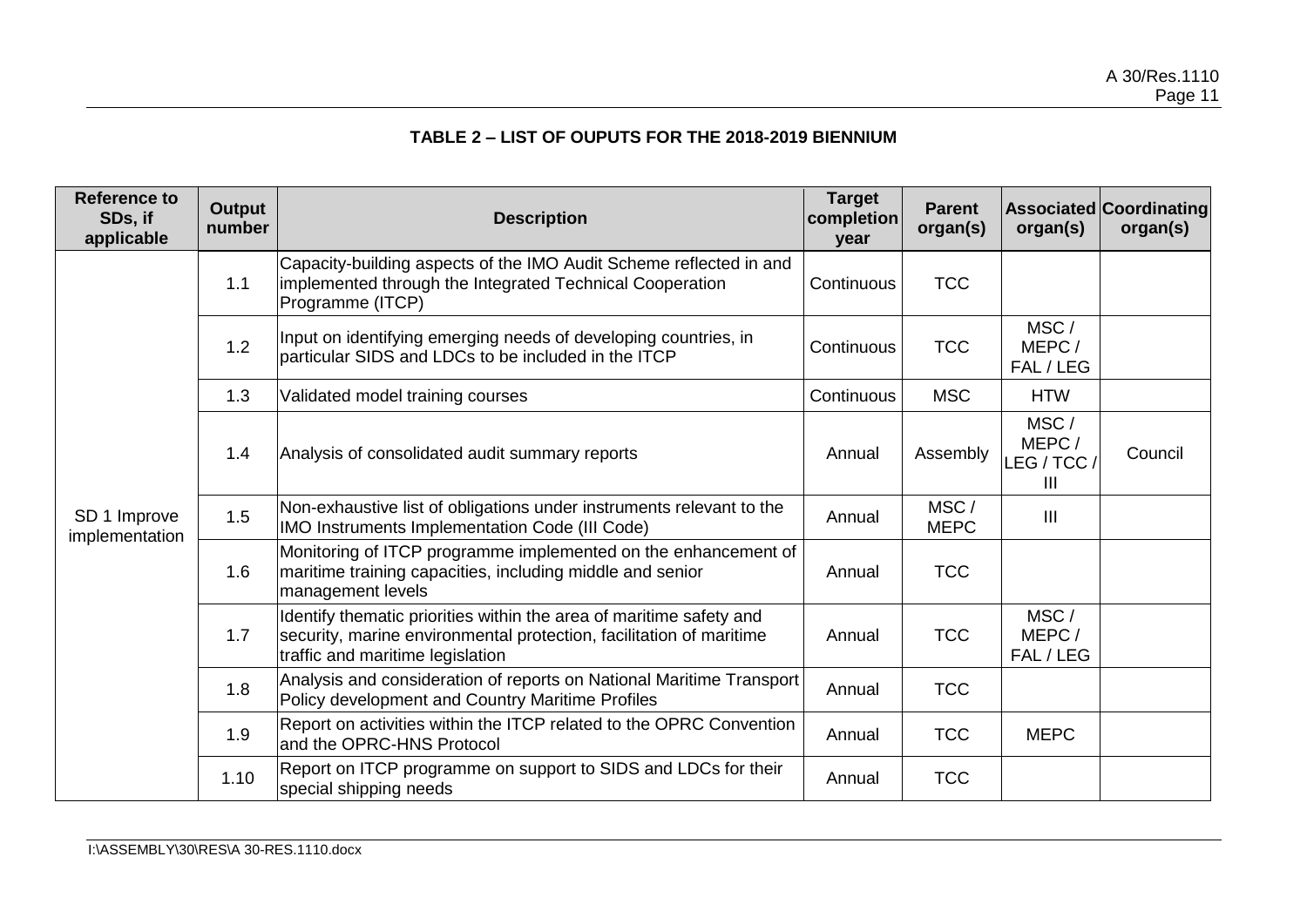**TABLE 2 – LIST OF OUPUTS FOR THE 2018-2019 BIENNIUM**

| Reference to SDs, if applicable | Output number | Description | Target completion year | Parent organ(s) | Associated organ(s) | Coordinating organ(s) |
|---|---|---|---|---|---|---|
| SD 1 Improve implementation | 1.1 | Capacity-building aspects of the IMO Audit Scheme reflected in and implemented through the Integrated Technical Cooperation Programme (ITCP) | Continuous | TCC | | |
| | 1.2 | Input on identifying emerging needs of developing countries, in particular SIDS and LDCs to be included in the ITCP | Continuous | TCC | MSC / MEPC / FAL / LEG | |
| | 1.3 | Validated model training courses | Continuous | MSC | HTW | |
| | 1.4 | Analysis of consolidated audit summary reports | Annual | Assembly | MSC / MEPC / LEG / TCC / III | Council |
| | 1.5 | Non-exhaustive list of obligations under instruments relevant to the IMO Instruments Implementation Code (III Code) | Annual | MSC / MEPC | III | |
| | 1.6 | Monitoring of ITCP programme implemented on the enhancement of maritime training capacities, including middle and senior management levels | Annual | TCC | | |
| | 1.7 | Identify thematic priorities within the area of maritime safety and security, marine environmental protection, facilitation of maritime traffic and maritime legislation | Annual | TCC | MSC / MEPC / FAL / LEG | |
| | 1.8 | Analysis and consideration of reports on National Maritime Transport Policy development and Country Maritime Profiles | Annual | TCC | | |
| | 1.9 | Report on activities within the ITCP related to the OPRC Convention and the OPRC-HNS Protocol | Annual | TCC | MEPC | |
| | 1.10 | Report on ITCP programme on support to SIDS and LDCs for their special shipping needs | Annual | TCC | | |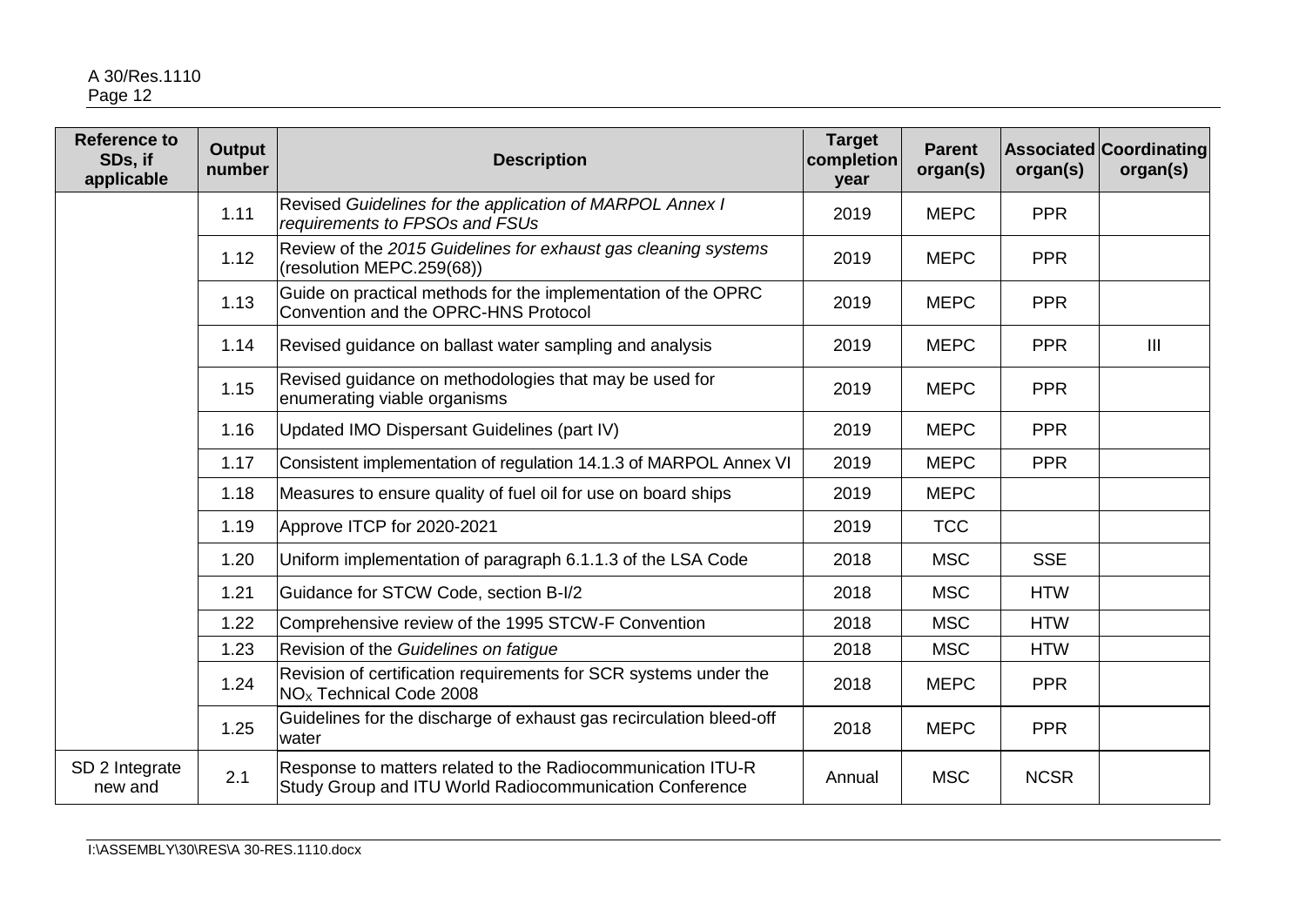| Reference to SDs, if applicable | Output number | Description | Target completion year | Parent organ(s) | Associated organ(s) | Coordinating organ(s) |
|---|---|---|---|---|---|---|
| | 1.11 | Revised *Guidelines for the application of MARPOL Annex I requirements to FPSOs and FSUs* | 2019 | MEPC | PPR | |
| | 1.12 | Review of the *2015 Guidelines for exhaust gas cleaning systems* (resolution MEPC.259(68)) | 2019 | MEPC | PPR | |
| | 1.13 | Guide on practical methods for the implementation of the OPRC Convention and the OPRC-HNS Protocol | 2019 | MEPC | PPR | |
| | 1.14 | Revised guidance on ballast water sampling and analysis | 2019 | MEPC | PPR | III |
| | 1.15 | Revised guidance on methodologies that may be used for enumerating viable organisms | 2019 | MEPC | PPR | |
| | 1.16 | Updated IMO Dispersant Guidelines (part IV) | 2019 | MEPC | PPR | |
| | 1.17 | Consistent implementation of regulation 14.1.3 of MARPOL Annex VI | 2019 | MEPC | PPR | |
| | 1.18 | Measures to ensure quality of fuel oil for use on board ships | 2019 | MEPC | | |
| | 1.19 | Approve ITCP for 2020-2021 | 2019 | TCC | | |
| | 1.20 | Uniform implementation of paragraph 6.1.1.3 of the LSA Code | 2018 | MSC | SSE | |
| | 1.21 | Guidance for STCW Code, section B-I/2 | 2018 | MSC | HTW | |
| | 1.22 | Comprehensive review of the 1995 STCW-F Convention | 2018 | MSC | HTW | |
| | 1.23 | Revision of the *Guidelines on fatigue* | 2018 | MSC | HTW | |
| | 1.24 | Revision of certification requirements for SCR systems under the $NO_X$ Technical Code 2008 | 2018 | MEPC | PPR | |
| | 1.25 | Guidelines for the discharge of exhaust gas recirculation bleed-off water | 2018 | MEPC | PPR | |
| SD 2 Integrate new and | 2.1 | Response to matters related to the Radiocommunication ITU-R Study Group and ITU World Radiocommunication Conference | Annual | MSC | NCSR | |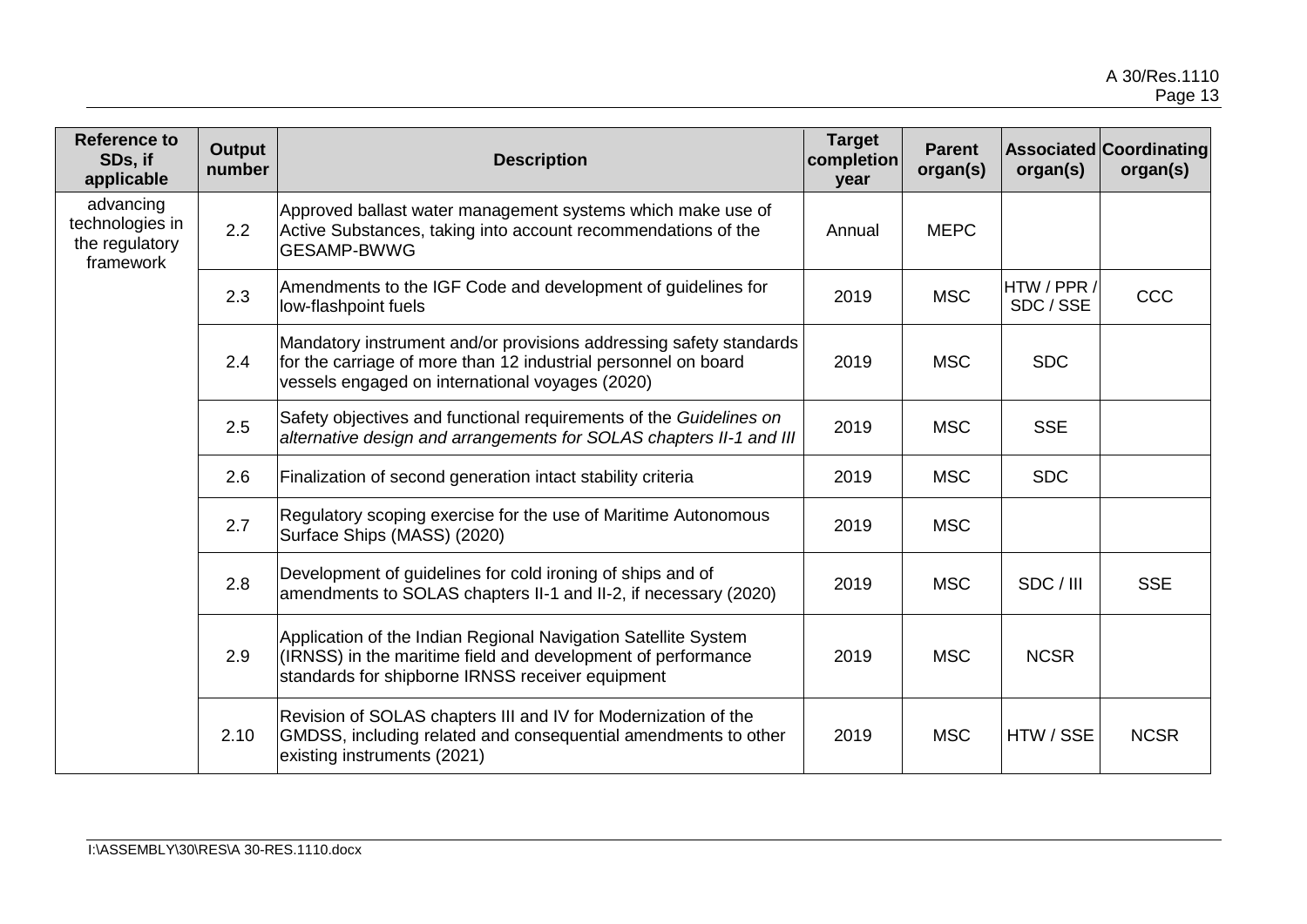| Reference to SDs, if applicable | Output number | Description | Target completion year | Parent organ(s) | Associated organ(s) | Coordinating organ(s) |
|---|---|---|---|---|---|---|
| advancing technologies in the regulatory framework | 2.2 | Approved ballast water management systems which make use of Active Substances, taking into account recommendations of the GESAMP-BWWG | Annual | MEPC | | |
| | 2.3 | Amendments to the IGF Code and development of guidelines for low-flashpoint fuels | 2019 | MSC | HTW / PPR / SDC / SSE | CCC |
| | 2.4 | Mandatory instrument and/or provisions addressing safety standards for the carriage of more than 12 industrial personnel on board vessels engaged on international voyages (2020) | 2019 | MSC | SDC | |
| | 2.5 | Safety objectives and functional requirements of the *Guidelines on alternative design and arrangements for SOLAS chapters II-1 and III* | 2019 | MSC | SSE | |
| | 2.6 | Finalization of second generation intact stability criteria | 2019 | MSC | SDC | |
| | 2.7 | Regulatory scoping exercise for the use of Maritime Autonomous Surface Ships (MASS) (2020) | 2019 | MSC | | |
| | 2.8 | Development of guidelines for cold ironing of ships and of amendments to SOLAS chapters II-1 and II-2, if necessary (2020) | 2019 | MSC | SDC / III | SSE |
| | 2.9 | Application of the Indian Regional Navigation Satellite System (IRNSS) in the maritime field and development of performance standards for shipborne IRNSS receiver equipment | 2019 | MSC | NCSR | |
| | 2.10 | Revision of SOLAS chapters III and IV for Modernization of the GMDSS, including related and consequential amendments to other existing instruments (2021) | 2019 | MSC | HTW / SSE | NCSR |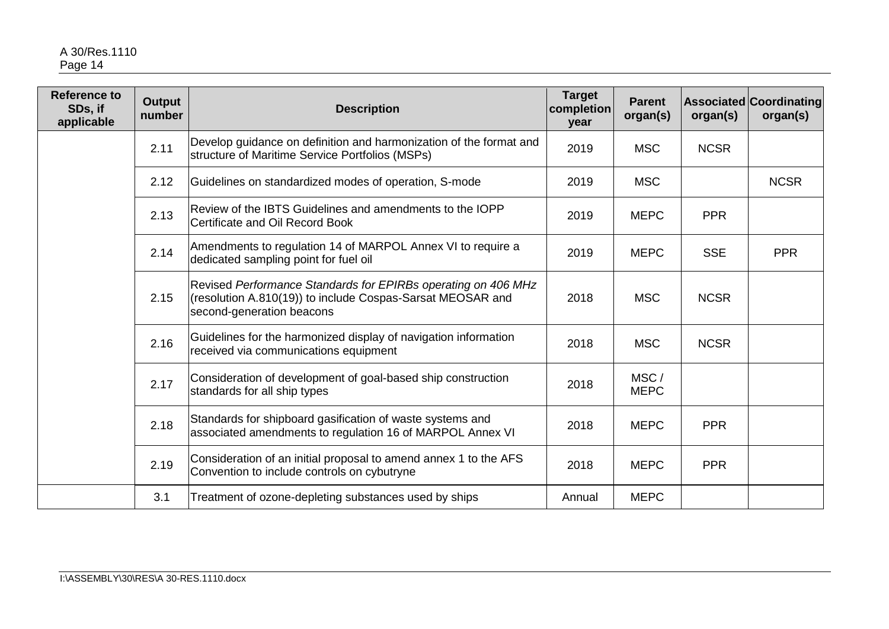| Reference to SDs, if applicable | Output number | Description | Target completion year | Parent organ(s) | Associated organ(s) | Coordinating organ(s) |
|---|---|---|---|---|---|---|
| | 2.11 | Develop guidance on definition and harmonization of the format and structure of Maritime Service Portfolios (MSPs) | 2019 | MSC | NCSR | |
| | 2.12 | Guidelines on standardized modes of operation, S-mode | 2019 | MSC | | NCSR |
| | 2.13 | Review of the IBTS Guidelines and amendments to the IOPP Certificate and Oil Record Book | 2019 | MEPC | PPR | |
| | 2.14 | Amendments to regulation 14 of MARPOL Annex VI to require a dedicated sampling point for fuel oil | 2019 | MEPC | SSE | PPR |
| | 2.15 | Revised *Performance Standards for EPIRBs operating on 406 MHz* (resolution A.810(19)) to include Cospas-Sarsat MEOSAR and second-generation beacons | 2018 | MSC | NCSR | |
| | 2.16 | Guidelines for the harmonized display of navigation information received via communications equipment | 2018 | MSC | NCSR | |
| | 2.17 | Consideration of development of goal-based ship construction standards for all ship types | 2018 | MSC / MEPC | | |
| | 2.18 | Standards for shipboard gasification of waste systems and associated amendments to regulation 16 of MARPOL Annex VI | 2018 | MEPC | PPR | |
| | 2.19 | Consideration of an initial proposal to amend annex 1 to the AFS Convention to include controls on cybutryne | 2018 | MEPC | PPR | |
| | 3.1 | Treatment of ozone-depleting substances used by ships | Annual | MEPC | | |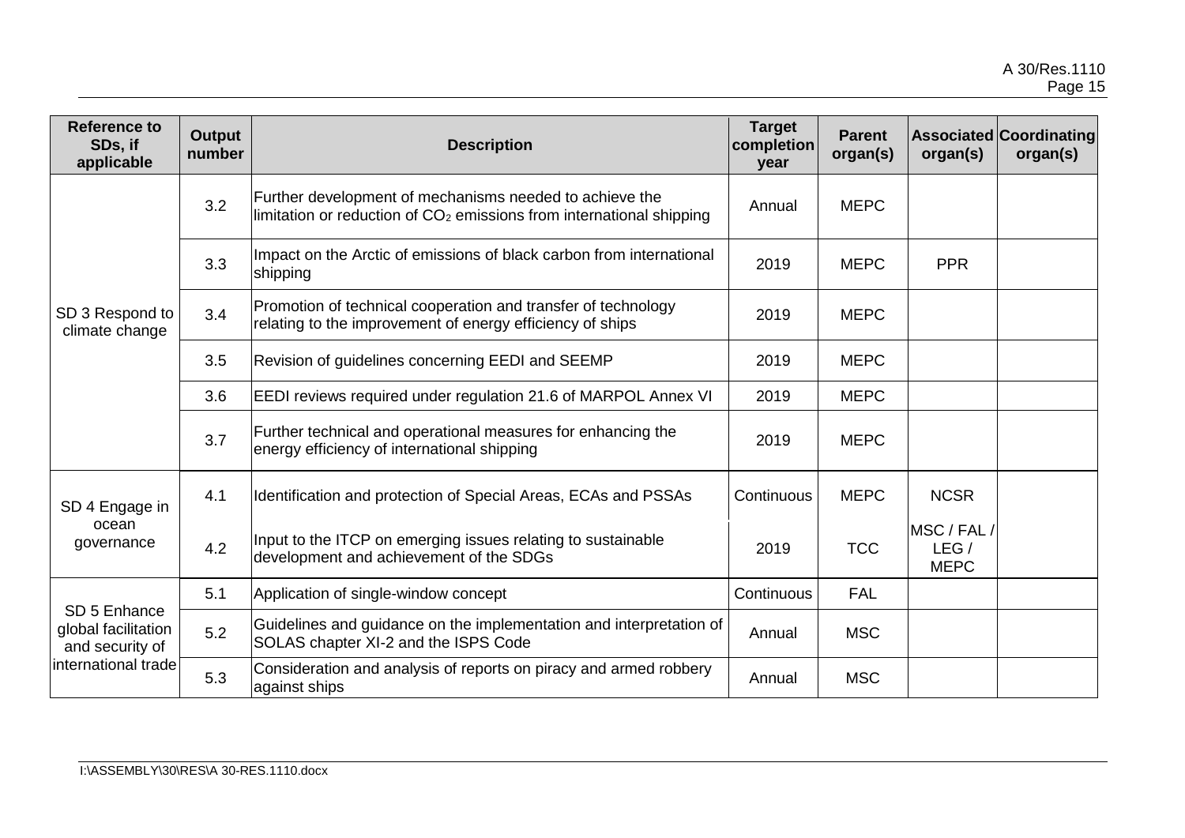| Reference to SDs, if applicable | Output number | Description | Target completion year | Parent organ(s) | Associated organ(s) | Coordinating organ(s) |
|---|---|---|---|---|---|---|
| SD 3 Respond to climate change | 3.2 | Further development of mechanisms needed to achieve the limitation or reduction of $CO_2$ emissions from international shipping | Annual | MEPC | | |
| | 3.3 | Impact on the Arctic of emissions of black carbon from international shipping | 2019 | MEPC | PPR | |
| | 3.4 | Promotion of technical cooperation and transfer of technology relating to the improvement of energy efficiency of ships | 2019 | MEPC | | |
| | 3.5 | Revision of guidelines concerning EEDI and SEEMP | 2019 | MEPC | | |
| | 3.6 | EEDI reviews required under regulation 21.6 of MARPOL Annex VI | 2019 | MEPC | | |
| | 3.7 | Further technical and operational measures for enhancing the energy efficiency of international shipping | 2019 | MEPC | | |
| SD 4 Engage in ocean governance | 4.1 | Identification and protection of Special Areas, ECAs and PSSAs | Continuous | MEPC | NCSR | |
| | 4.2 | Input to the ITCP on emerging issues relating to sustainable development and achievement of the SDGs | 2019 | TCC | MSC / FAL / LEG / MEPC | |
| SD 5 Enhance global facilitation and security of international trade | 5.1 | Application of single-window concept | Continuous | FAL | | |
| | 5.2 | Guidelines and guidance on the implementation and interpretation of SOLAS chapter XI-2 and the ISPS Code | Annual | MSC | | |
| | 5.3 | Consideration and analysis of reports on piracy and armed robbery against ships | Annual | MSC | | |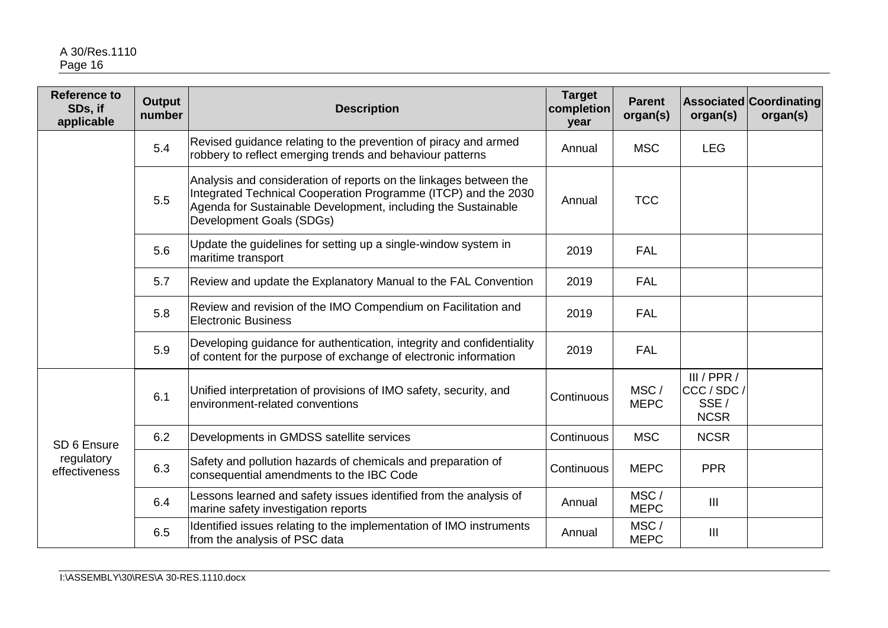| Reference to SDs, if applicable | Output number | Description | Target completion year | Parent organ(s) | Associated organ(s) | Coordinating organ(s) |
|---|---|---|---|---|---|---|
| | 5.4 | Revised guidance relating to the prevention of piracy and armed robbery to reflect emerging trends and behaviour patterns | Annual | MSC | LEG | |
| | 5.5 | Analysis and consideration of reports on the linkages between the Integrated Technical Cooperation Programme (ITCP) and the 2030 Agenda for Sustainable Development, including the Sustainable Development Goals (SDGs) | Annual | TCC | | |
| | 5.6 | Update the guidelines for setting up a single-window system in maritime transport | 2019 | FAL | | |
| | 5.7 | Review and update the Explanatory Manual to the FAL Convention | 2019 | FAL | | |
| | 5.8 | Review and revision of the IMO Compendium on Facilitation and Electronic Business | 2019 | FAL | | |
| | 5.9 | Developing guidance for authentication, integrity and confidentiality of content for the purpose of exchange of electronic information | 2019 | FAL | | |
| SD 6 Ensure regulatory effectiveness | 6.1 | Unified interpretation of provisions of IMO safety, security, and environment-related conventions | Continuous | MSC / MEPC | III / PPR / CCC / SDC / SSE / NCSR | |
| | 6.2 | Developments in GMDSS satellite services | Continuous | MSC | NCSR | |
| | 6.3 | Safety and pollution hazards of chemicals and preparation of consequential amendments to the IBC Code | Continuous | MEPC | PPR | |
| | 6.4 | Lessons learned and safety issues identified from the analysis of marine safety investigation reports | Annual | MSC / MEPC | III | |
| | 6.5 | Identified issues relating to the implementation of IMO instruments from the analysis of PSC data | Annual | MSC / MEPC | III | |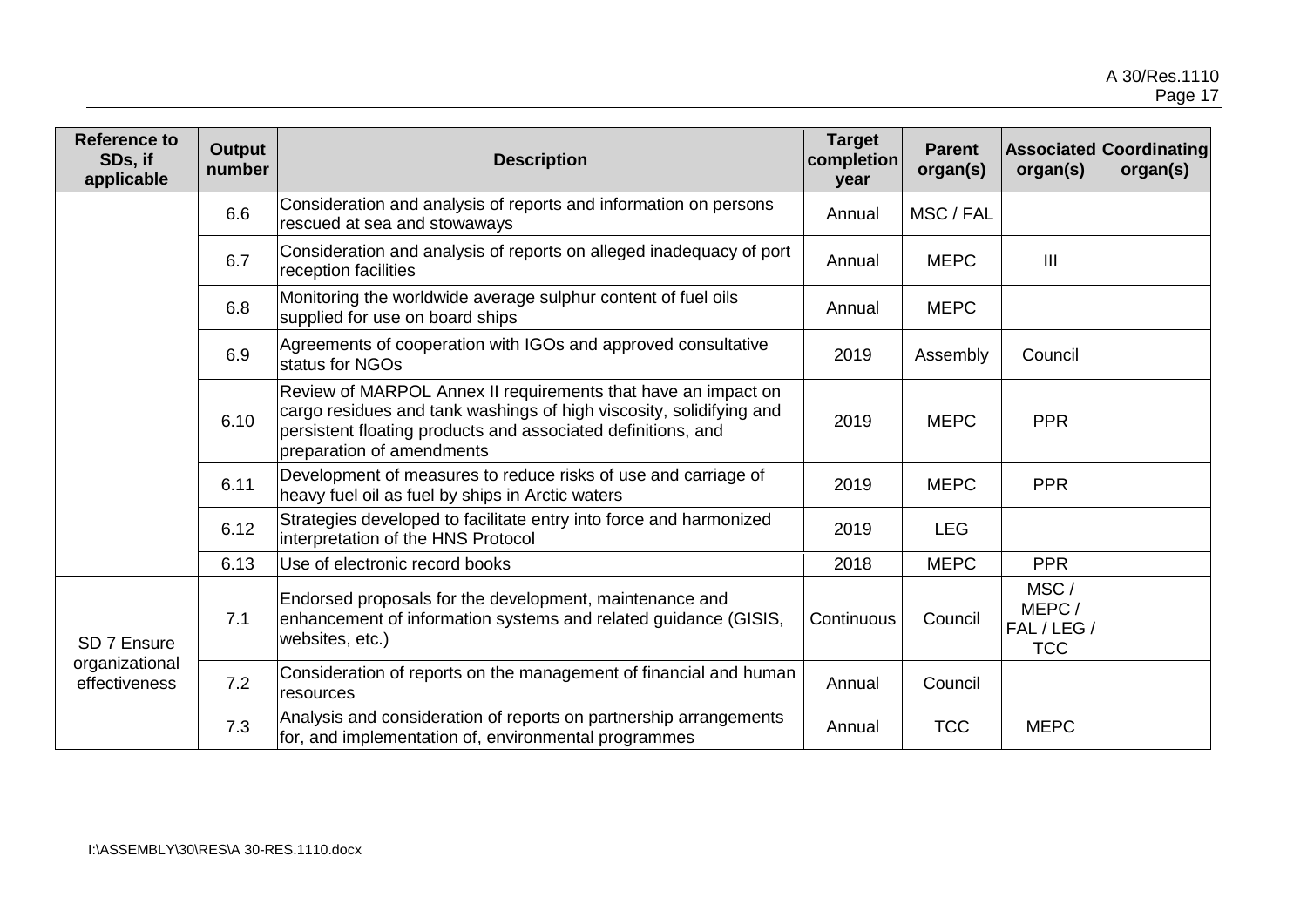| Reference to SDs, if applicable | Output number | Description | Target completion year | Parent organ(s) | Associated organ(s) | Coordinating organ(s) |
|---|---|---|---|---|---|---|
| | 6.6 | Consideration and analysis of reports and information on persons rescued at sea and stowaways | Annual | MSC / FAL | | |
| | 6.7 | Consideration and analysis of reports on alleged inadequacy of port reception facilities | Annual | MEPC | III | |
| | 6.8 | Monitoring the worldwide average sulphur content of fuel oils supplied for use on board ships | Annual | MEPC | | |
| | 6.9 | Agreements of cooperation with IGOs and approved consultative status for NGOs | 2019 | Assembly | Council | |
| | 6.10 | Review of MARPOL Annex II requirements that have an impact on cargo residues and tank washings of high viscosity, solidifying and persistent floating products and associated definitions, and preparation of amendments | 2019 | MEPC | PPR | |
| | 6.11 | Development of measures to reduce risks of use and carriage of heavy fuel oil as fuel by ships in Arctic waters | 2019 | MEPC | PPR | |
| | 6.12 | Strategies developed to facilitate entry into force and harmonized interpretation of the HNS Protocol | 2019 | LEG | | |
| | 6.13 | Use of electronic record books | 2018 | MEPC | PPR | |
| SD 7 Ensure organizational effectiveness | 7.1 | Endorsed proposals for the development, maintenance and enhancement of information systems and related guidance (GISIS, websites, etc.) | Continuous | Council | MSC / MEPC / FAL / LEG / TCC | |
| | 7.2 | Consideration of reports on the management of financial and human resources | Annual | Council | | |
| | 7.3 | Analysis and consideration of reports on partnership arrangements for, and implementation of, environmental programmes | Annual | TCC | MEPC | |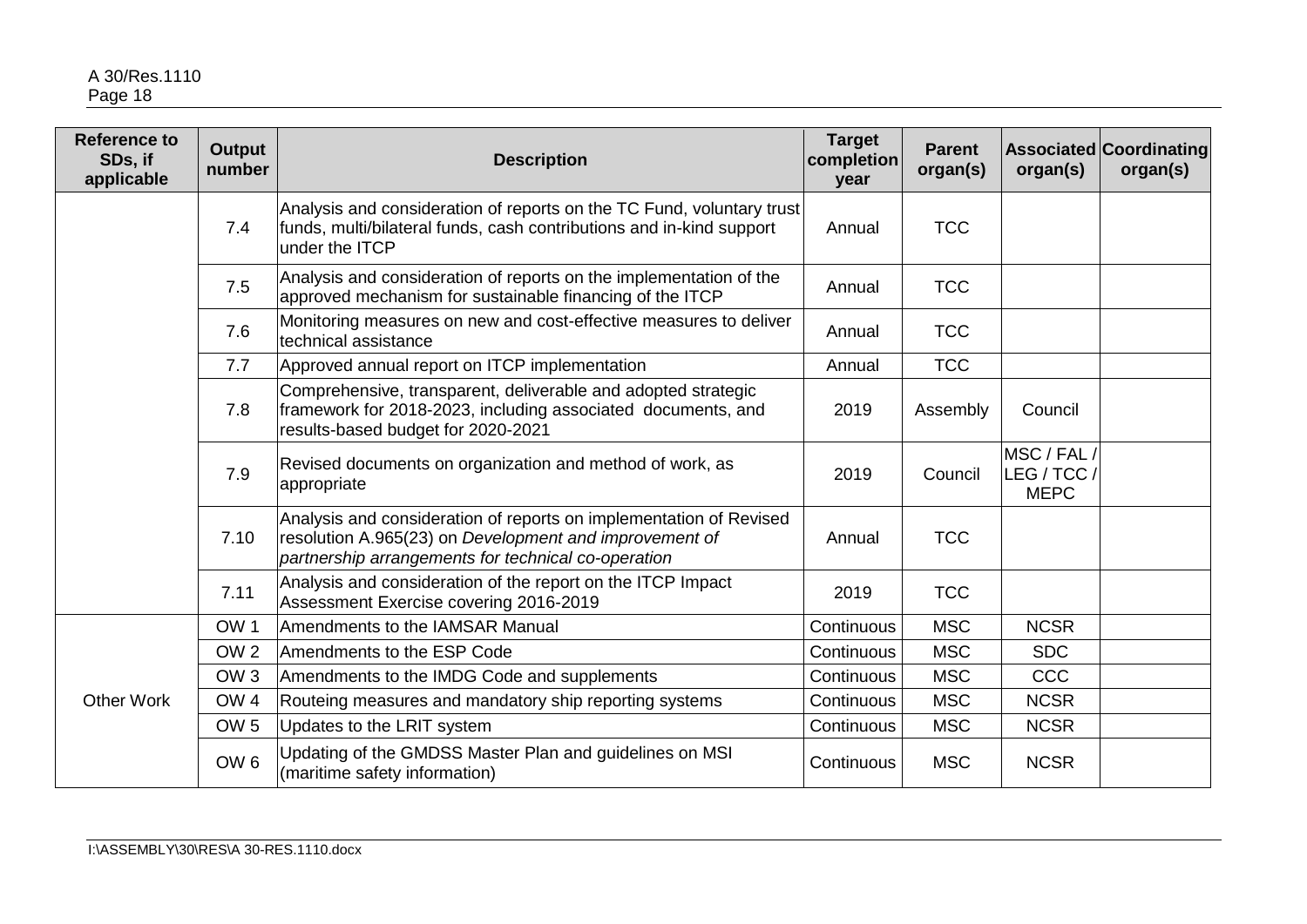| Reference to SDs, if applicable | Output number | Description | Target completion year | Parent organ(s) | Associated organ(s) | Coordinating organ(s) |
|---|---|---|---|---|---|---|
| | 7.4 | Analysis and consideration of reports on the TC Fund, voluntary trust funds, multi/bilateral funds, cash contributions and in-kind support under the ITCP | Annual | TCC | | |
| | 7.5 | Analysis and consideration of reports on the implementation of the approved mechanism for sustainable financing of the ITCP | Annual | TCC | | |
| | 7.6 | Monitoring measures on new and cost-effective measures to deliver technical assistance | Annual | TCC | | |
| | 7.7 | Approved annual report on ITCP implementation | Annual | TCC | | |
| | 7.8 | Comprehensive, transparent, deliverable and adopted strategic framework for 2018-2023, including associated documents, and results-based budget for 2020-2021 | 2019 | Assembly | Council | |
| | 7.9 | Revised documents on organization and method of work, as appropriate | 2019 | Council | MSC / FAL / LEG / TCC / MEPC | |
| | 7.10 | Analysis and consideration of reports on implementation of Revised resolution A.965(23) on *Development and improvement of partnership arrangements for technical co-operation* | Annual | TCC | | |
| | 7.11 | Analysis and consideration of the report on the ITCP Impact Assessment Exercise covering 2016-2019 | 2019 | TCC | | |
| Other Work | OW 1 | Amendments to the IAMSAR Manual | Continuous | MSC | NCSR | |
| | OW 2 | Amendments to the ESP Code | Continuous | MSC | SDC | |
| | OW 3 | Amendments to the IMDG Code and supplements | Continuous | MSC | CCC | |
| | OW 4 | Routeing measures and mandatory ship reporting systems | Continuous | MSC | NCSR | |
| | OW 5 | Updates to the LRIT system | Continuous | MSC | NCSR | |
| | OW 6 | Updating of the GMDSS Master Plan and guidelines on MSI (maritime safety information) | Continuous | MSC | NCSR | |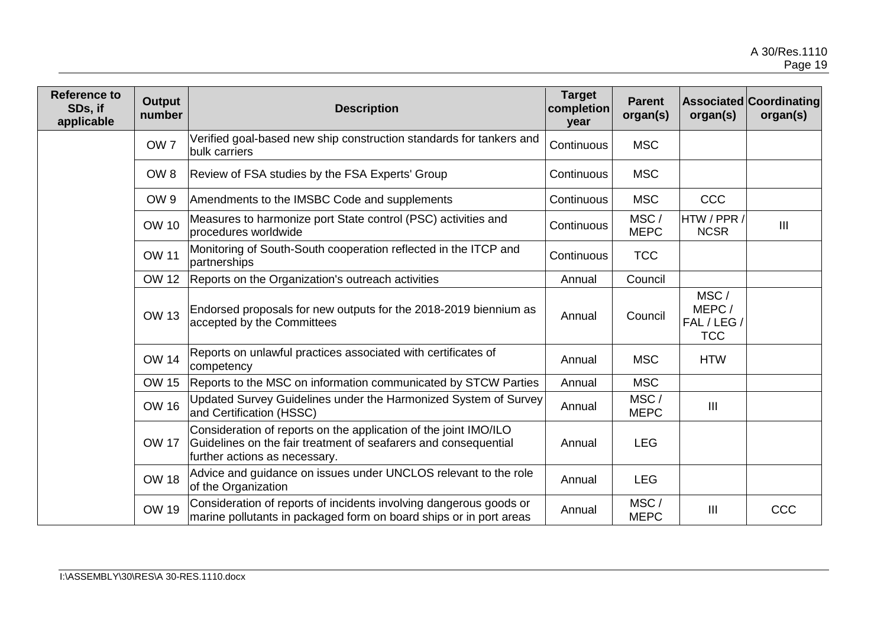| Reference to SDs, if applicable | Output number | Description | Target completion year | Parent organ(s) | Associated organ(s) | Coordinating organ(s) |
|---|---|---|---|---|---|---|
| | OW 7 | Verified goal-based new ship construction standards for tankers and bulk carriers | Continuous | MSC | | |
| | OW 8 | Review of FSA studies by the FSA Experts' Group | Continuous | MSC | | |
| | OW 9 | Amendments to the IMSBC Code and supplements | Continuous | MSC | CCC | |
| | OW 10 | Measures to harmonize port State control (PSC) activities and procedures worldwide | Continuous | MSC / MEPC | HTW / PPR / NCSR | III |
| | OW 11 | Monitoring of South-South cooperation reflected in the ITCP and partnerships | Continuous | TCC | | |
| | OW 12 | Reports on the Organization's outreach activities | Annual | Council | | |
| | OW 13 | Endorsed proposals for new outputs for the 2018-2019 biennium as accepted by the Committees | Annual | Council | MSC / MEPC / FAL / LEG / TCC | |
| | OW 14 | Reports on unlawful practices associated with certificates of competency | Annual | MSC | HTW | |
| | OW 15 | Reports to the MSC on information communicated by STCW Parties | Annual | MSC | | |
| | OW 16 | Updated Survey Guidelines under the Harmonized System of Survey and Certification (HSSC) | Annual | MSC / MEPC | III | |
| | OW 17 | Consideration of reports on the application of the joint IMO/ILO Guidelines on the fair treatment of seafarers and consequential further actions as necessary. | Annual | LEG | | |
| | OW 18 | Advice and guidance on issues under UNCLOS relevant to the role of the Organization | Annual | LEG | | |
| | OW 19 | Consideration of reports of incidents involving dangerous goods or marine pollutants in packaged form on board ships or in port areas | Annual | MSC / MEPC | III | CCC |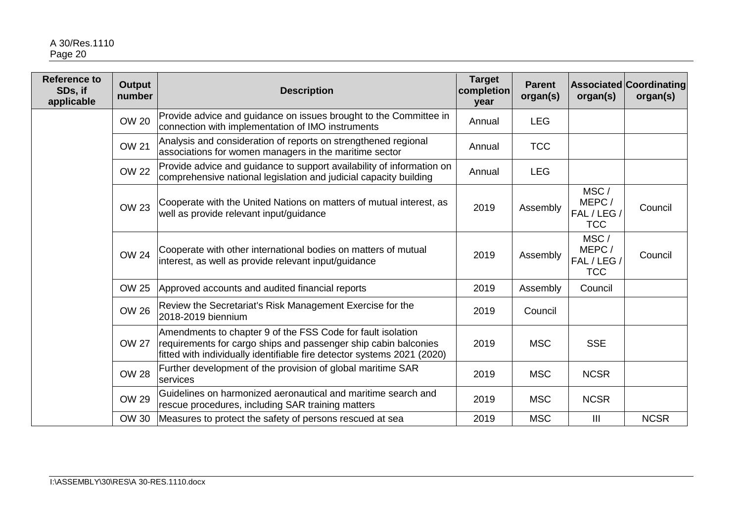| Reference to SDs, if applicable | Output number | Description | Target completion year | Parent organ(s) | Associated organ(s) | Coordinating organ(s) |
|---|---|---|---|---|---|---|
| | OW 20 | Provide advice and guidance on issues brought to the Committee in connection with implementation of IMO instruments | Annual | LEG | | |
| | OW 21 | Analysis and consideration of reports on strengthened regional associations for women managers in the maritime sector | Annual | TCC | | |
| | OW 22 | Provide advice and guidance to support availability of information on comprehensive national legislation and judicial capacity building | Annual | LEG | | |
| | OW 23 | Cooperate with the United Nations on matters of mutual interest, as well as provide relevant input/guidance | 2019 | Assembly | MSC / MEPC / FAL / LEG / TCC | Council |
| | OW 24 | Cooperate with other international bodies on matters of mutual interest, as well as provide relevant input/guidance | 2019 | Assembly | MSC / MEPC / FAL / LEG / TCC | Council |
| | OW 25 | Approved accounts and audited financial reports | 2019 | Assembly | Council | |
| | OW 26 | Review the Secretariat's Risk Management Exercise for the 2018-2019 biennium | 2019 | Council | | |
| | OW 27 | Amendments to chapter 9 of the FSS Code for fault isolation requirements for cargo ships and passenger ship cabin balconies fitted with individually identifiable fire detector systems 2021 (2020) | 2019 | MSC | SSE | |
| | OW 28 | Further development of the provision of global maritime SAR services | 2019 | MSC | NCSR | |
| | OW 29 | Guidelines on harmonized aeronautical and maritime search and rescue procedures, including SAR training matters | 2019 | MSC | NCSR | |
| | OW 30 | Measures to protect the safety of persons rescued at sea | 2019 | MSC | III | NCSR |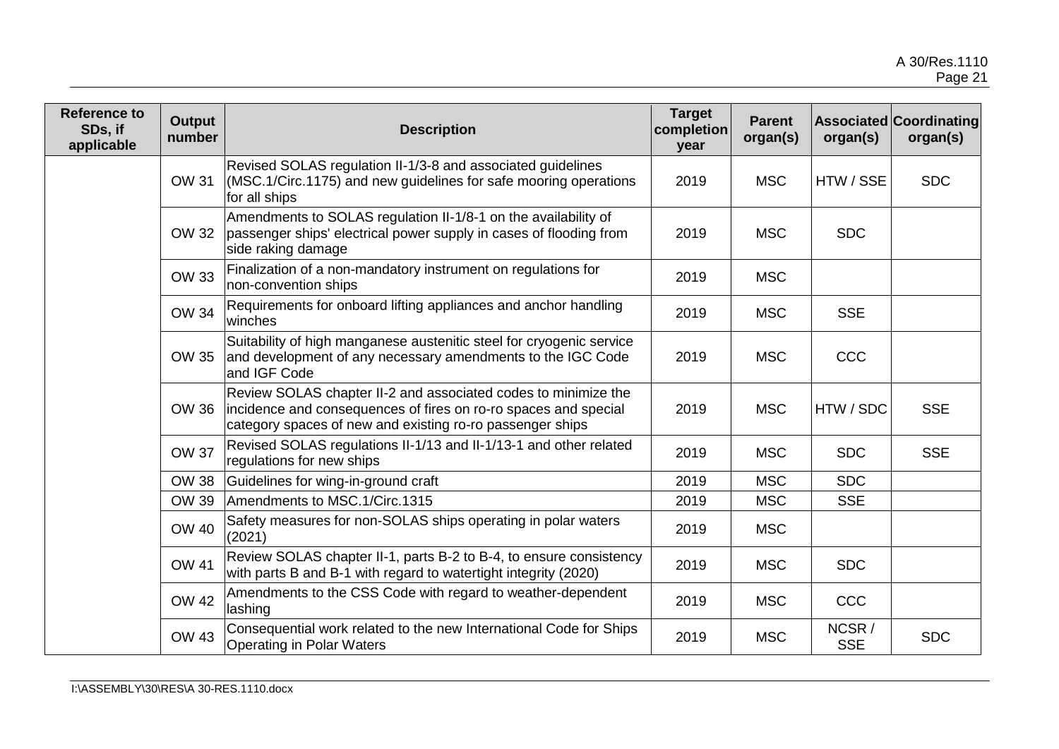| Reference to SDs, if applicable | Output number | Description | Target completion year | Parent organ(s) | Associated organ(s) | Coordinating organ(s) |
|---|---|---|---|---|---|---|
| | OW 31 | Revised SOLAS regulation II-1/3-8 and associated guidelines (MSC.1/Circ.1175) and new guidelines for safe mooring operations for all ships | 2019 | MSC | HTW / SSE | SDC |
| | OW 32 | Amendments to SOLAS regulation II-1/8-1 on the availability of passenger ships' electrical power supply in cases of flooding from side raking damage | 2019 | MSC | SDC | |
| | OW 33 | Finalization of a non-mandatory instrument on regulations for non-convention ships | 2019 | MSC | | |
| | OW 34 | Requirements for onboard lifting appliances and anchor handling winches | 2019 | MSC | SSE | |
| | OW 35 | Suitability of high manganese austenitic steel for cryogenic service and development of any necessary amendments to the IGC Code and IGF Code | 2019 | MSC | CCC | |
| | OW 36 | Review SOLAS chapter II-2 and associated codes to minimize the incidence and consequences of fires on ro-ro spaces and special category spaces of new and existing ro-ro passenger ships | 2019 | MSC | HTW / SDC | SSE |
| | OW 37 | Revised SOLAS regulations II-1/13 and II-1/13-1 and other related regulations for new ships | 2019 | MSC | SDC | SSE |
| | OW 38 | Guidelines for wing-in-ground craft | 2019 | MSC | SDC | |
| | OW 39 | Amendments to MSC.1/Circ.1315 | 2019 | MSC | SSE | |
| | OW 40 | Safety measures for non-SOLAS ships operating in polar waters (2021) | 2019 | MSC | | |
| | OW 41 | Review SOLAS chapter II-1, parts B-2 to B-4, to ensure consistency with parts B and B-1 with regard to watertight integrity (2020) | 2019 | MSC | SDC | |
| | OW 42 | Amendments to the CSS Code with regard to weather-dependent lashing | 2019 | MSC | CCC | |
| | OW 43 | Consequential work related to the new International Code for Ships Operating in Polar Waters | 2019 | MSC | NCSR / SSE | SDC |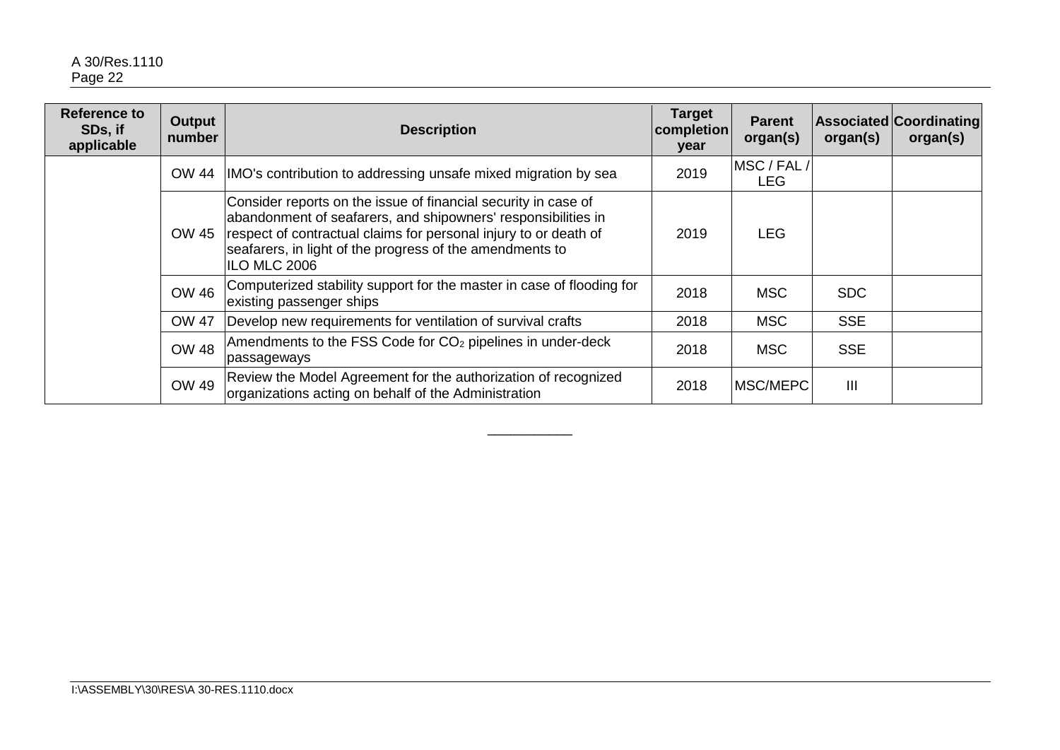| Reference to SDs, if applicable | Output number | Description | Target completion year | Parent organ(s) | Associated organ(s) | Coordinating organ(s) |
|---|---|---|---|---|---|---|
| | OW 44 | IMO's contribution to addressing unsafe mixed migration by sea | 2019 | MSC / FAL / LEG | | |
| | OW 45 | Consider reports on the issue of financial security in case of abandonment of seafarers, and shipowners' responsibilities in respect of contractual claims for personal injury to or death of seafarers, in light of the progress of the amendments to ILO MLC 2006 | 2019 | LEG | | |
| | OW 46 | Computerized stability support for the master in case of flooding for existing passenger ships | 2018 | MSC | SDC | |
| | OW 47 | Develop new requirements for ventilation of survival crafts | 2018 | MSC | SSE | |
| | OW 48 | Amendments to the FSS Code for $CO_2$ pipelines in under-deck passageways | 2018 | MSC | SSE | |
| | OW 49 | Review the Model Agreement for the authorization of recognized organizations acting on behalf of the Administration | 2018 | MSC/MEPC | III | |

___________